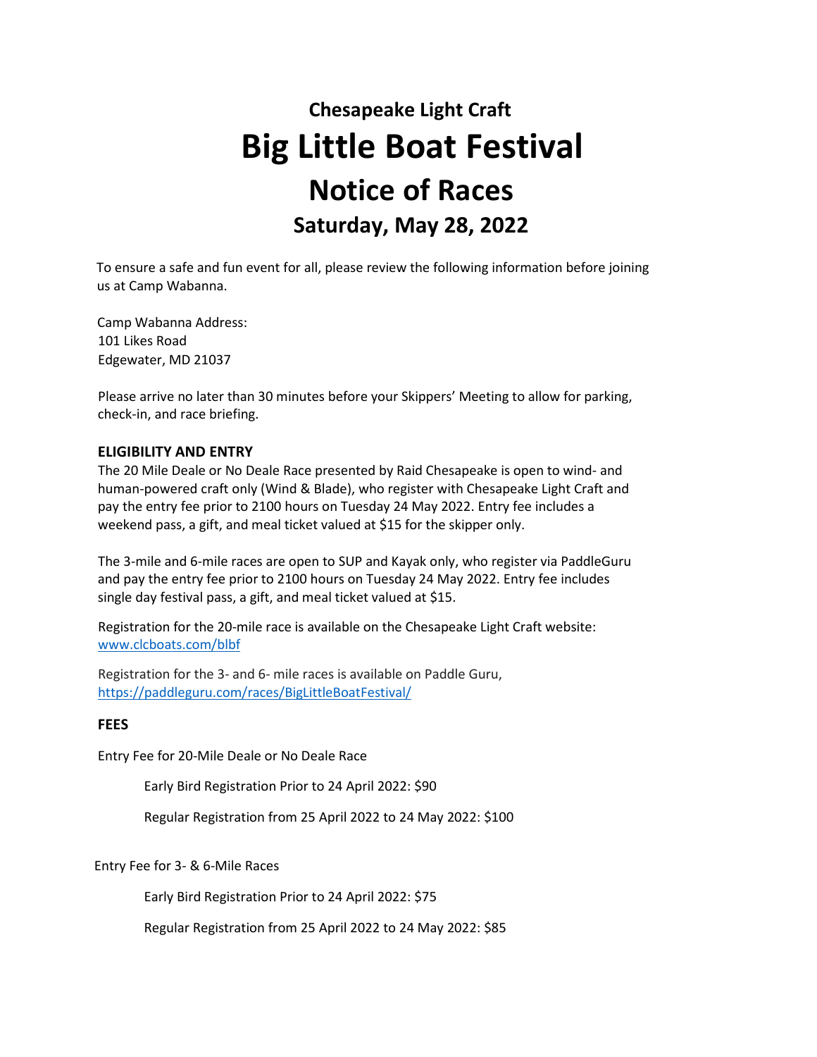# Chesapeake Light Craft

# Big Little Boat Festival

# Notice of Races

## Saturday, May 28, 2022

To ensure a safe and fun event for all, please review the following information before joining us at Camp Wabanna.

Camp Wabanna Address:
101 Likes Road
Edgewater, MD 21037

Please arrive no later than 30 minutes before your Skippers' Meeting to allow for parking, check-in, and race briefing.

### ELIGIBILITY AND ENTRY

The 20 Mile Deale or No Deale Race presented by Raid Chesapeake is open to wind- and human-powered craft only (Wind & Blade), who register with Chesapeake Light Craft and pay the entry fee prior to 2100 hours on Tuesday 24 May 2022. Entry fee includes a weekend pass, a gift, and meal ticket valued at $15 for the skipper only.

The 3-mile and 6-mile races are open to SUP and Kayak only, who register via PaddleGuru and pay the entry fee prior to 2100 hours on Tuesday 24 May 2022. Entry fee includes single day festival pass, a gift, and meal ticket valued at $15.

Registration for the 20-mile race is available on the Chesapeake Light Craft website: [www.clcboats.com/blbf](http://www.clcboats.com/blbf)

Registration for the 3- and 6- mile races is available on Paddle Guru, [https://paddleguru.com/races/BigLittleBoatFestival/](https://paddleguru.com/races/BigLittleBoatFestival/)

### FEES

Entry Fee for 20-Mile Deale or No Deale Race

- Early Bird Registration Prior to 24 April 2022: $90
- Regular Registration from 25 April 2022 to 24 May 2022: $100

Entry Fee for 3- & 6-Mile Races

- Early Bird Registration Prior to 24 April 2022: $75
- Regular Registration from 25 April 2022 to 24 May 2022: $85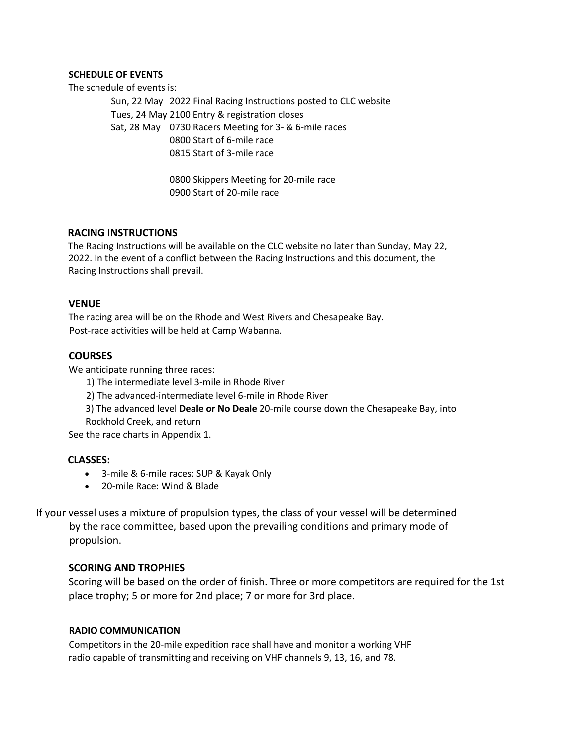## SCHEDULE OF EVENTS

The schedule of events is:

Sun, 22 May 2022 Final Racing Instructions posted to CLC website
Tues, 24 May 2100 Entry & registration closes
Sat, 28 May 0730 Racers Meeting for 3- & 6-mile races
0800 Start of 6-mile race
0815 Start of 3-mile race

0800 Skippers Meeting for 20-mile race
0900 Start of 20-mile race

## RACING INSTRUCTIONS

The Racing Instructions will be available on the CLC website no later than Sunday, May 22, 2022. In the event of a conflict between the Racing Instructions and this document, the Racing Instructions shall prevail.

## VENUE

The racing area will be on the Rhode and West Rivers and Chesapeake Bay. Post-race activities will be held at Camp Wabanna.

## COURSES

We anticipate running three races:

1) The intermediate level 3-mile in Rhode River
2) The advanced-intermediate level 6-mile in Rhode River
3) The advanced level **Deale or No Deale** 20-mile course down the Chesapeake Bay, into Rockhold Creek, and return

See the race charts in Appendix 1.

## CLASSES:

- 3-mile & 6-mile races: SUP & Kayak Only
- 20-mile Race: Wind & Blade

If your vessel uses a mixture of propulsion types, the class of your vessel will be determined by the race committee, based upon the prevailing conditions and primary mode of propulsion.

## SCORING AND TROPHIES

Scoring will be based on the order of finish. Three or more competitors are required for the 1st place trophy; 5 or more for 2nd place; 7 or more for 3rd place.

## RADIO COMMUNICATION

Competitors in the 20-mile expedition race shall have and monitor a working VHF radio capable of transmitting and receiving on VHF channels 9, 13, 16, and 78.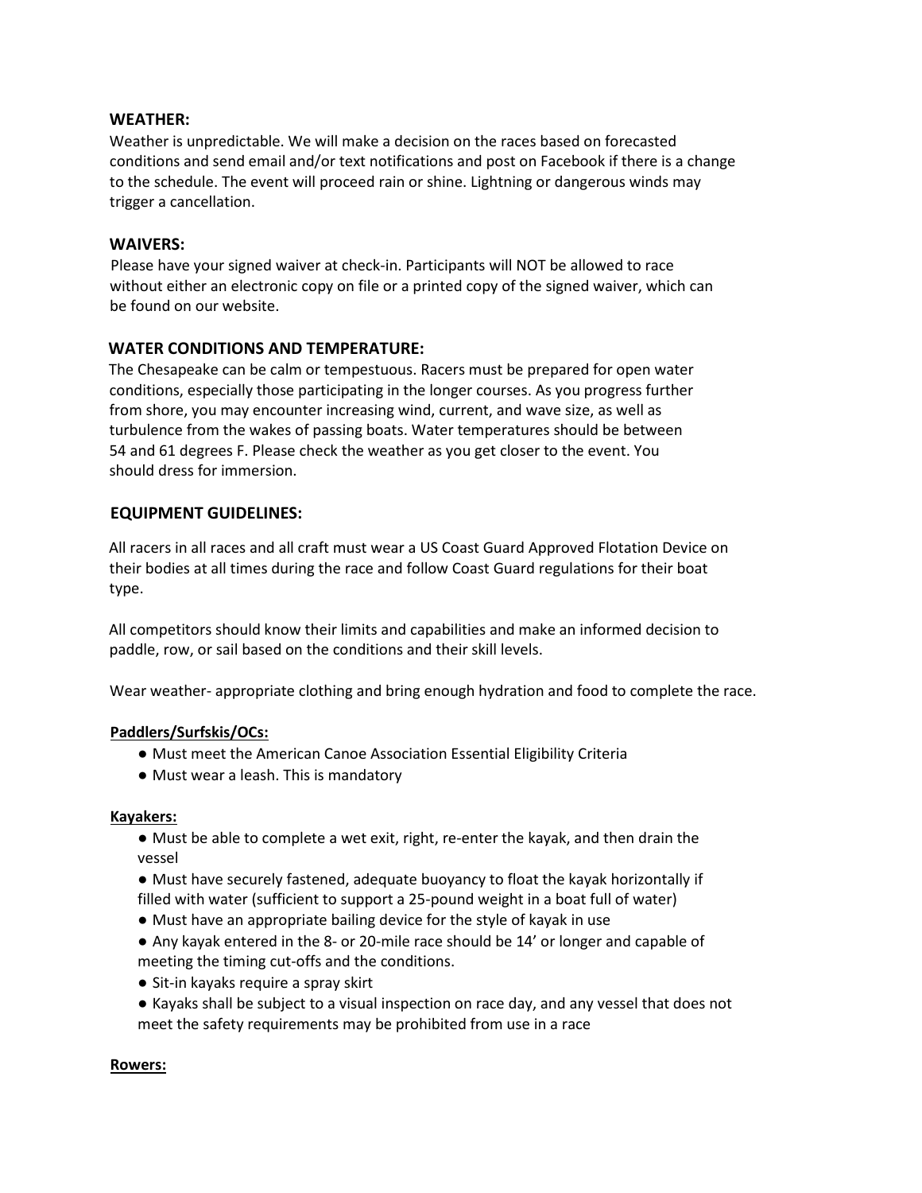## WEATHER:

Weather is unpredictable. We will make a decision on the races based on forecasted conditions and send email and/or text notifications and post on Facebook if there is a change to the schedule. The event will proceed rain or shine. Lightning or dangerous winds may trigger a cancellation.

## WAIVERS:

Please have your signed waiver at check-in. Participants will NOT be allowed to race without either an electronic copy on file or a printed copy of the signed waiver, which can be found on our website.

## WATER CONDITIONS AND TEMPERATURE:

The Chesapeake can be calm or tempestuous. Racers must be prepared for open water conditions, especially those participating in the longer courses. As you progress further from shore, you may encounter increasing wind, current, and wave size, as well as turbulence from the wakes of passing boats. Water temperatures should be between 54 and 61 degrees F. Please check the weather as you get closer to the event. You should dress for immersion.

## EQUIPMENT GUIDELINES:

All racers in all races and all craft must wear a US Coast Guard Approved Flotation Device on their bodies at all times during the race and follow Coast Guard regulations for their boat type.

All competitors should know their limits and capabilities and make an informed decision to paddle, row, or sail based on the conditions and their skill levels.

Wear weather- appropriate clothing and bring enough hydration and food to complete the race.

### Paddlers/Surfskis/OCs:

- Must meet the American Canoe Association Essential Eligibility Criteria
- Must wear a leash. This is mandatory

### Kayakers:

- Must be able to complete a wet exit, right, re-enter the kayak, and then drain the vessel
- Must have securely fastened, adequate buoyancy to float the kayak horizontally if filled with water (sufficient to support a 25-pound weight in a boat full of water)
- Must have an appropriate bailing device for the style of kayak in use
- Any kayak entered in the 8- or 20-mile race should be 14’ or longer and capable of meeting the timing cut-offs and the conditions.
- Sit-in kayaks require a spray skirt
- Kayaks shall be subject to a visual inspection on race day, and any vessel that does not meet the safety requirements may be prohibited from use in a race

### Rowers: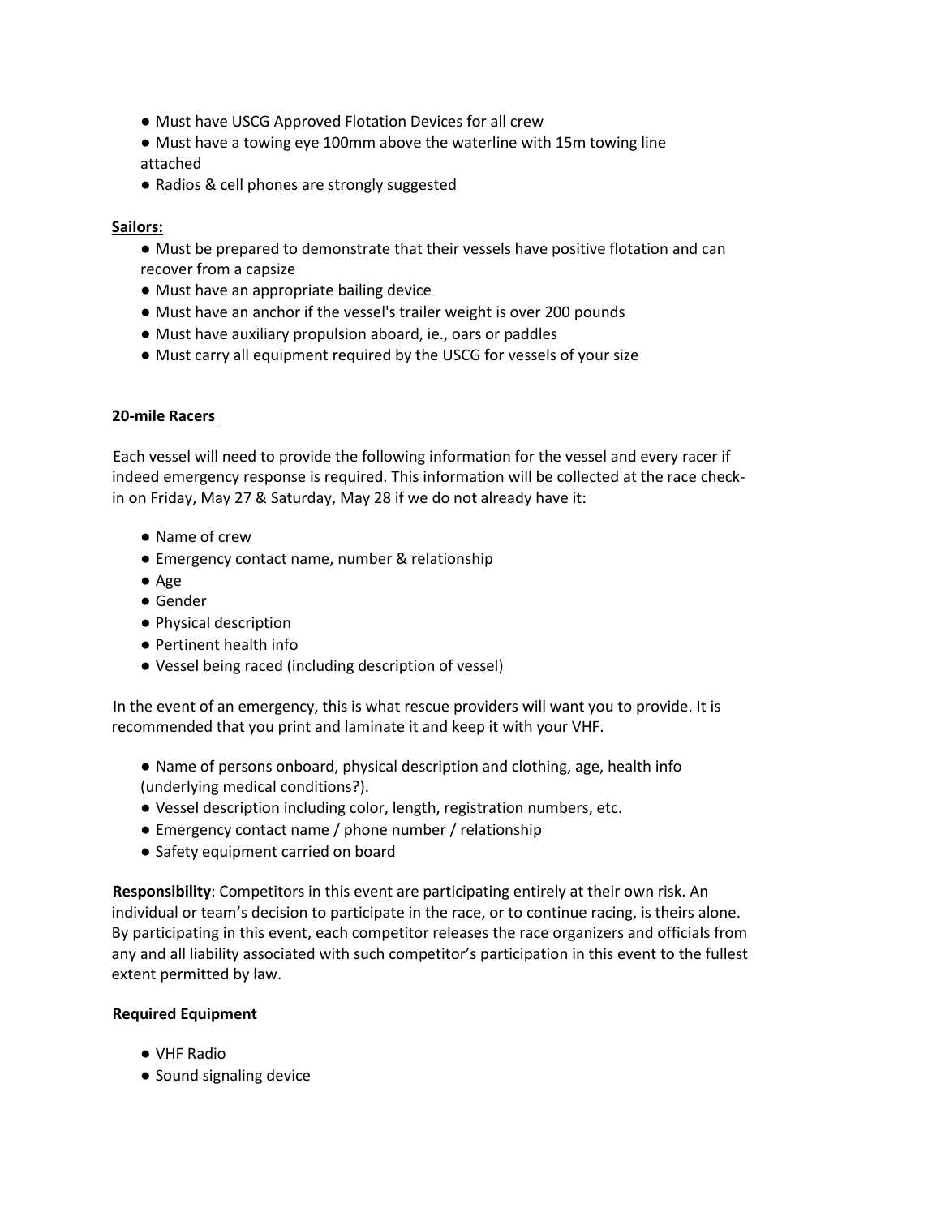- Must have USCG Approved Flotation Devices for all crew
- Must have a towing eye 100mm above the waterline with 15m towing line attached
- Radios & cell phones are strongly suggested

**Sailors:**

- Must be prepared to demonstrate that their vessels have positive flotation and can recover from a capsize
- Must have an appropriate bailing device
- Must have an anchor if the vessel's trailer weight is over 200 pounds
- Must have auxiliary propulsion aboard, ie., oars or paddles
- Must carry all equipment required by the USCG for vessels of your size

**20-mile Racers**

Each vessel will need to provide the following information for the vessel and every racer if indeed emergency response is required. This information will be collected at the race check-in on Friday, May 27 & Saturday, May 28 if we do not already have it:

- Name of crew
- Emergency contact name, number & relationship
- Age
- Gender
- Physical description
- Pertinent health info
- Vessel being raced (including description of vessel)

In the event of an emergency, this is what rescue providers will want you to provide. It is recommended that you print and laminate it and keep it with your VHF.

- Name of persons onboard, physical description and clothing, age, health info (underlying medical conditions?).
- Vessel description including color, length, registration numbers, etc.
- Emergency contact name / phone number / relationship
- Safety equipment carried on board

**Responsibility**: Competitors in this event are participating entirely at their own risk. An individual or team's decision to participate in the race, or to continue racing, is theirs alone. By participating in this event, each competitor releases the race organizers and officials from any and all liability associated with such competitor's participation in this event to the fullest extent permitted by law.

**Required Equipment**

- VHF Radio
- Sound signaling device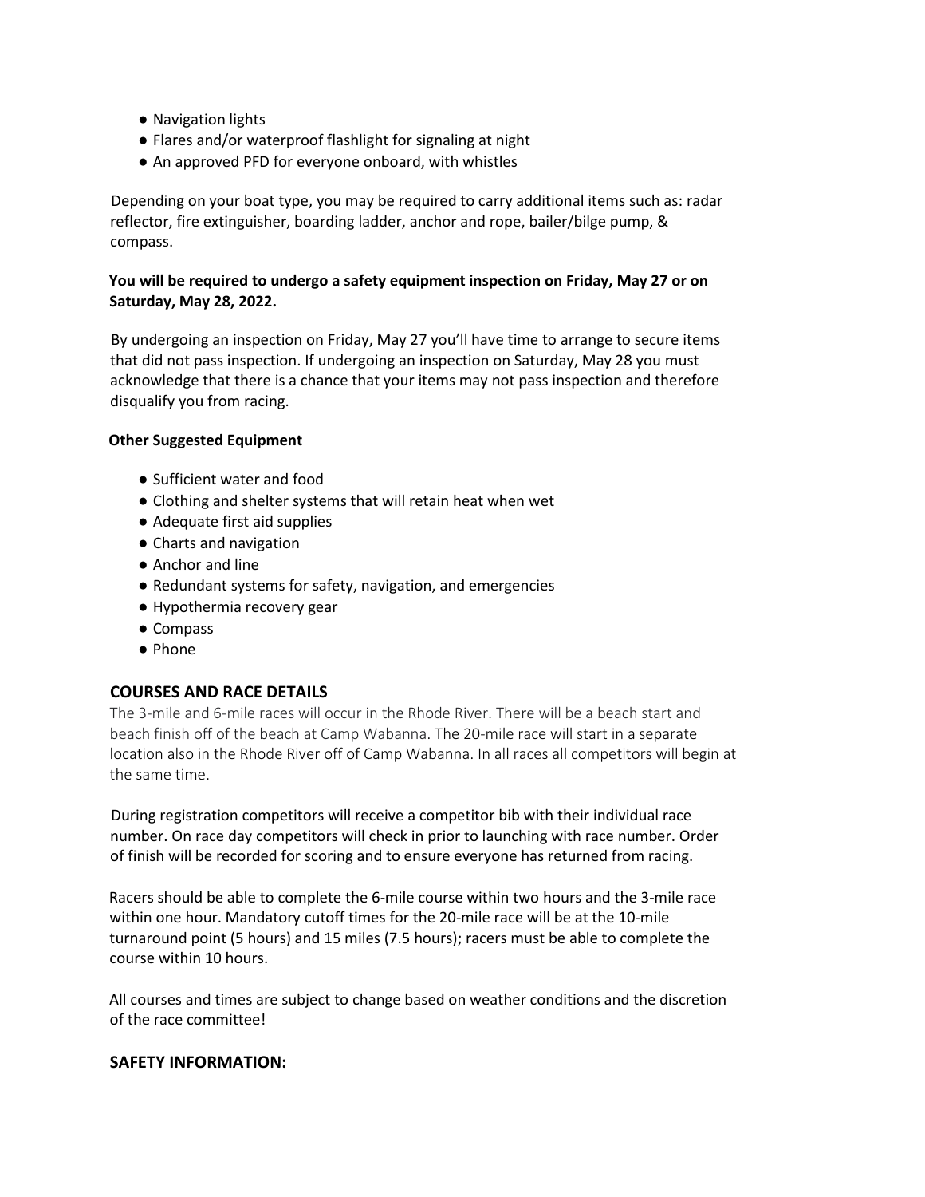- Navigation lights
- Flares and/or waterproof flashlight for signaling at night
- An approved PFD for everyone onboard, with whistles

Depending on your boat type, you may be required to carry additional items such as: radar reflector, fire extinguisher, boarding ladder, anchor and rope, bailer/bilge pump, & compass.

**You will be required to undergo a safety equipment inspection on Friday, May 27 or on Saturday, May 28, 2022.**

By undergoing an inspection on Friday, May 27 you'll have time to arrange to secure items that did not pass inspection. If undergoing an inspection on Saturday, May 28 you must acknowledge that there is a chance that your items may not pass inspection and therefore disqualify you from racing.

**Other Suggested Equipment**

- Sufficient water and food
- Clothing and shelter systems that will retain heat when wet
- Adequate first aid supplies
- Charts and navigation
- Anchor and line
- Redundant systems for safety, navigation, and emergencies
- Hypothermia recovery gear
- Compass
- Phone

## COURSES AND RACE DETAILS

The 3-mile and 6-mile races will occur in the Rhode River. There will be a beach start and beach finish off of the beach at Camp Wabanna. The 20-mile race will start in a separate location also in the Rhode River off of Camp Wabanna. In all races all competitors will begin at the same time.

During registration competitors will receive a competitor bib with their individual race number. On race day competitors will check in prior to launching with race number. Order of finish will be recorded for scoring and to ensure everyone has returned from racing.

Racers should be able to complete the 6-mile course within two hours and the 3-mile race within one hour. Mandatory cutoff times for the 20-mile race will be at the 10-mile turnaround point (5 hours) and 15 miles (7.5 hours); racers must be able to complete the course within 10 hours.

All courses and times are subject to change based on weather conditions and the discretion of the race committee!

## SAFETY INFORMATION: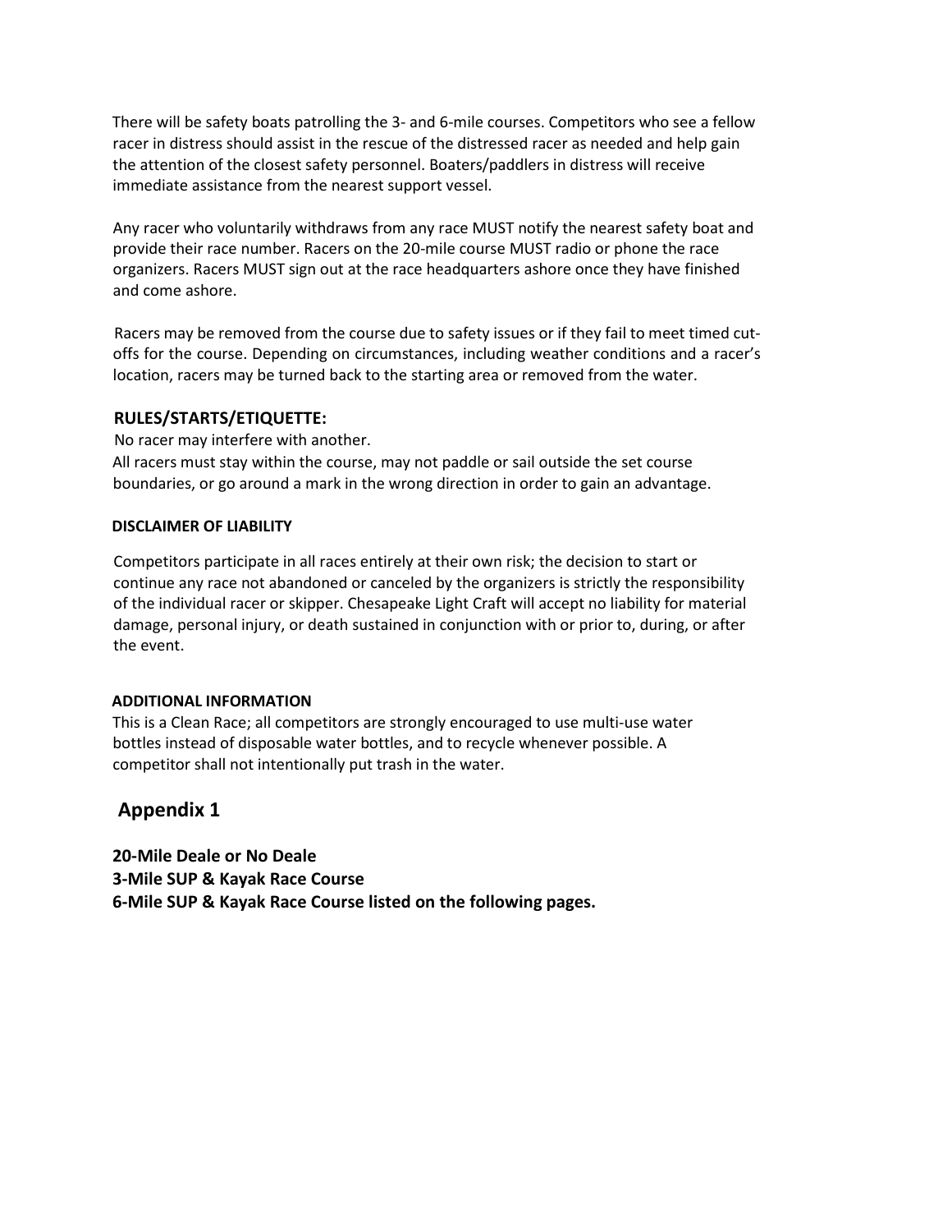There will be safety boats patrolling the 3- and 6-mile courses. Competitors who see a fellow racer in distress should assist in the rescue of the distressed racer as needed and help gain the attention of the closest safety personnel. Boaters/paddlers in distress will receive immediate assistance from the nearest support vessel.

Any racer who voluntarily withdraws from any race MUST notify the nearest safety boat and provide their race number. Racers on the 20-mile course MUST radio or phone the race organizers. Racers MUST sign out at the race headquarters ashore once they have finished and come ashore.

Racers may be removed from the course due to safety issues or if they fail to meet timed cut-offs for the course. Depending on circumstances, including weather conditions and a racer's location, racers may be turned back to the starting area or removed from the water.

### RULES/STARTS/ETIQUETTE:

No racer may interfere with another.
All racers must stay within the course, may not paddle or sail outside the set course boundaries, or go around a mark in the wrong direction in order to gain an advantage.

#### DISCLAIMER OF LIABILITY

Competitors participate in all races entirely at their own risk; the decision to start or continue any race not abandoned or canceled by the organizers is strictly the responsibility of the individual racer or skipper. Chesapeake Light Craft will accept no liability for material damage, personal injury, or death sustained in conjunction with or prior to, during, or after the event.

#### ADDITIONAL INFORMATION

This is a Clean Race; all competitors are strongly encouraged to use multi-use water bottles instead of disposable water bottles, and to recycle whenever possible. A competitor shall not intentionally put trash in the water.

## Appendix 1

**20-Mile Deale or No Deale**
**3-Mile SUP & Kayak Race Course**
**6-Mile SUP & Kayak Race Course listed on the following pages.**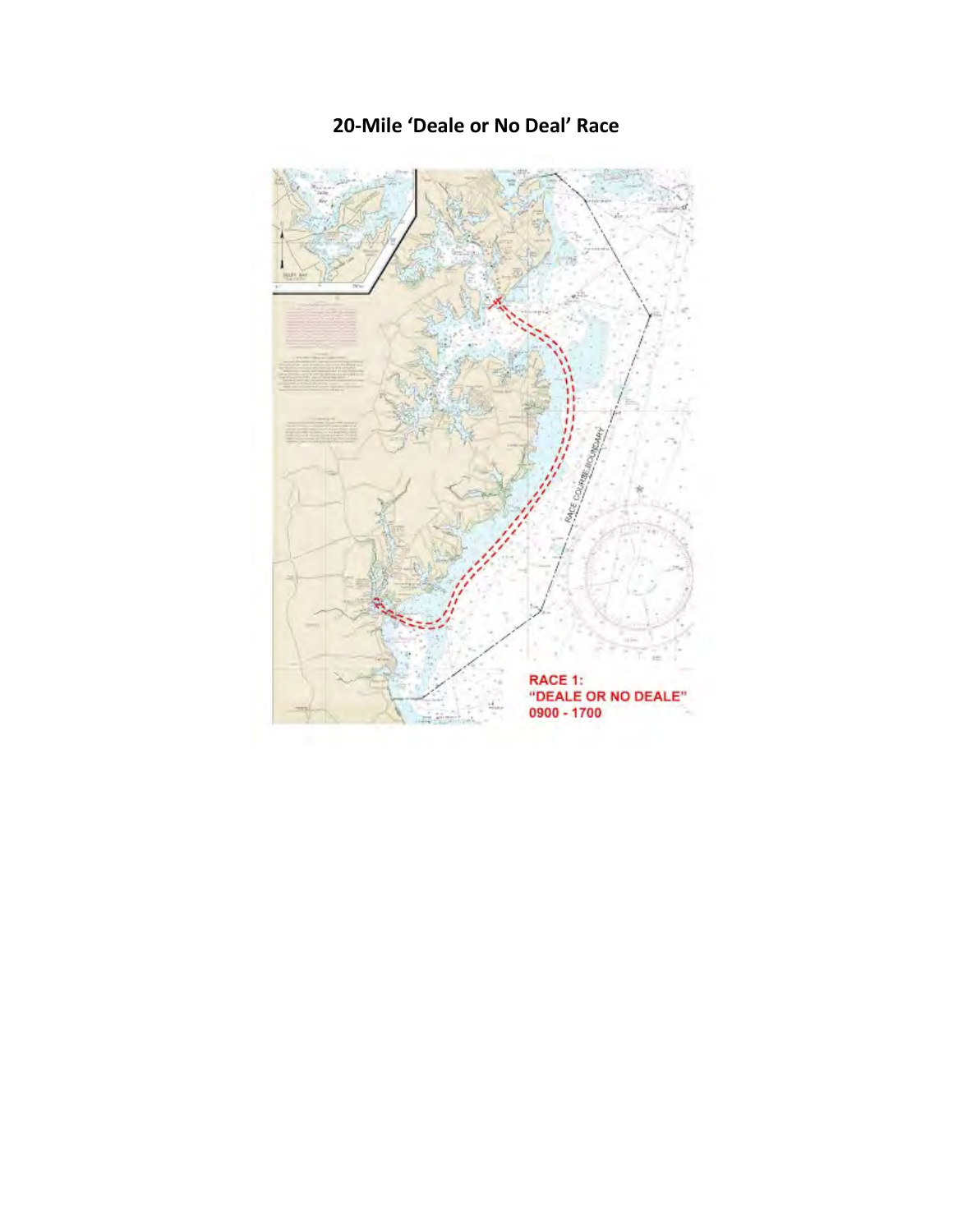# 20-Mile 'Deale or No Deal' Race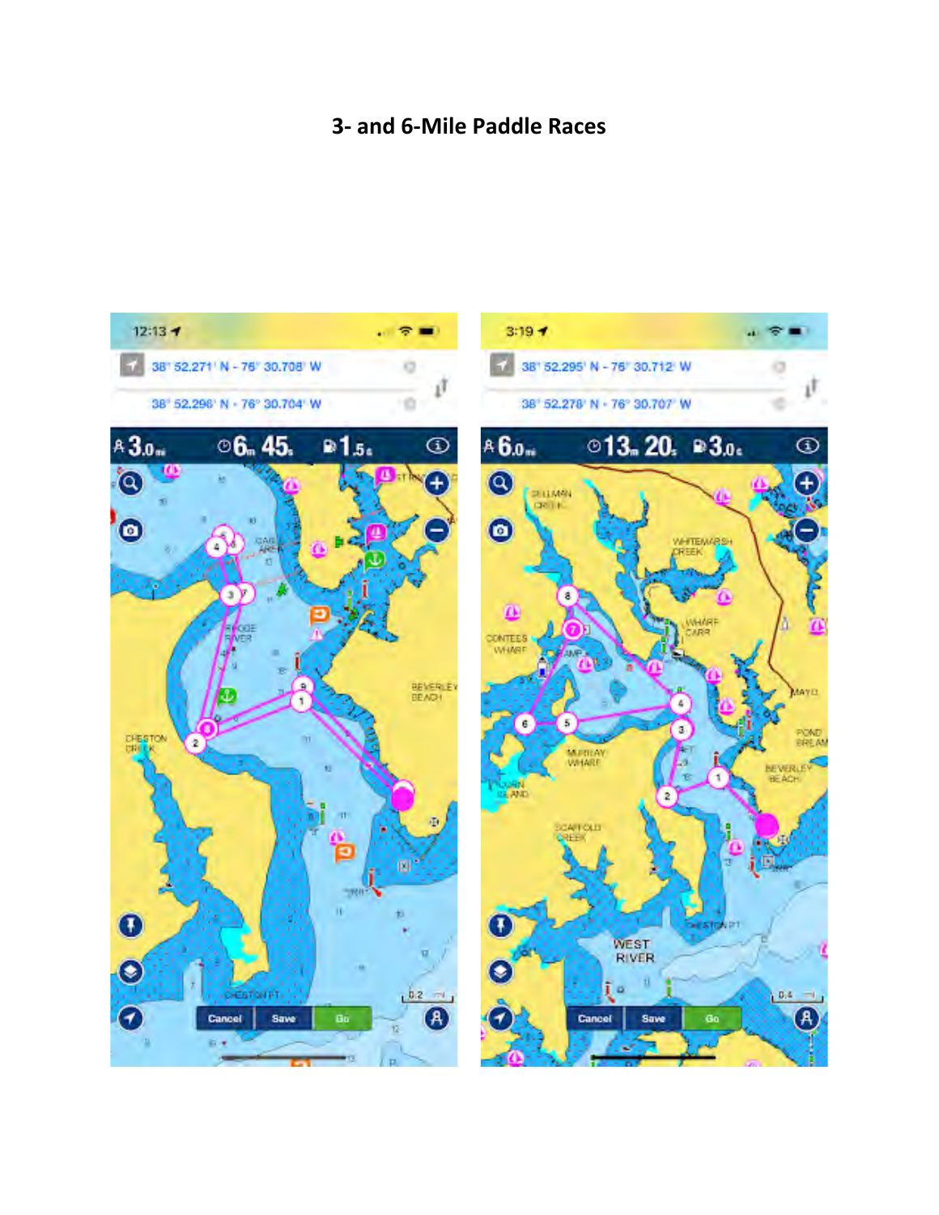# 3- and 6-Mile Paddle Races